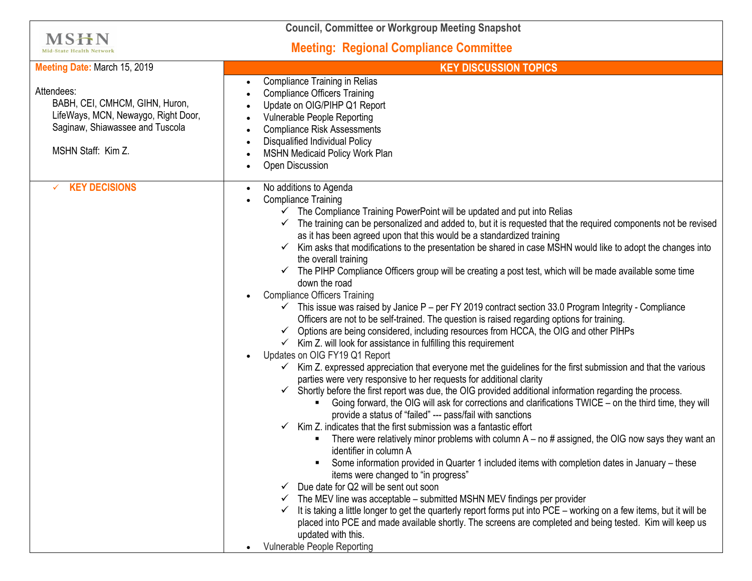MSHN
Mid-State Health Network

# Council, Committee or Workgroup Meeting Snapshot

## Meeting: Regional Compliance Committee

**Meeting Date:** March 15, 2019

Attendees:
BABH, CEI, CMHCM, GIHN, Huron, LifeWays, MCN, Newaygo, Right Door, Saginaw, Shiawassee and Tuscola

MSHN Staff: Kim Z.

### KEY DISCUSSION TOPICS

- Compliance Training in Relias
- Compliance Officers Training
- Update on OIG/PIHP Q1 Report
- Vulnerable People Reporting
- Compliance Risk Assessments
- Disqualified Individual Policy
- MSHN Medicaid Policy Work Plan
- Open Discussion

### ✓ KEY DECISIONS

- No additions to Agenda
- Compliance Training
  - ✓ The Compliance Training PowerPoint will be updated and put into Relias
  - ✓ The training can be personalized and added to, but it is requested that the required components not be revised as it has been agreed upon that this would be a standardized training
  - ✓ Kim asks that modifications to the presentation be shared in case MSHN would like to adopt the changes into the overall training
  - ✓ The PIHP Compliance Officers group will be creating a post test, which will be made available some time down the road
- Compliance Officers Training
  - ✓ This issue was raised by Janice P – per FY 2019 contract section 33.0 Program Integrity - Compliance Officers are not to be self-trained. The question is raised regarding options for training.
  - ✓ Options are being considered, including resources from HCCA, the OIG and other PIHPs
  - ✓ Kim Z. will look for assistance in fulfilling this requirement
- Updates on OIG FY19 Q1 Report
  - ✓ Kim Z. expressed appreciation that everyone met the guidelines for the first submission and that the various parties were very responsive to her requests for additional clarity
  - ✓ Shortly before the first report was due, the OIG provided additional information regarding the process.
    - Going forward, the OIG will ask for corrections and clarifications TWICE – on the third time, they will provide a status of "failed" --- pass/fail with sanctions
  - ✓ Kim Z. indicates that the first submission was a fantastic effort
    - There were relatively minor problems with column A – no # assigned, the OIG now says they want an identifier in column A
    - Some information provided in Quarter 1 included items with completion dates in January – these items were changed to "in progress"
  - ✓ Due date for Q2 will be sent out soon
  - ✓ The MEV line was acceptable – submitted MSHN MEV findings per provider
  - ✓ It is taking a little longer to get the quarterly report forms put into PCE – working on a few items, but it will be placed into PCE and made available shortly. The screens are completed and being tested. Kim will keep us updated with this.
- Vulnerable People Reporting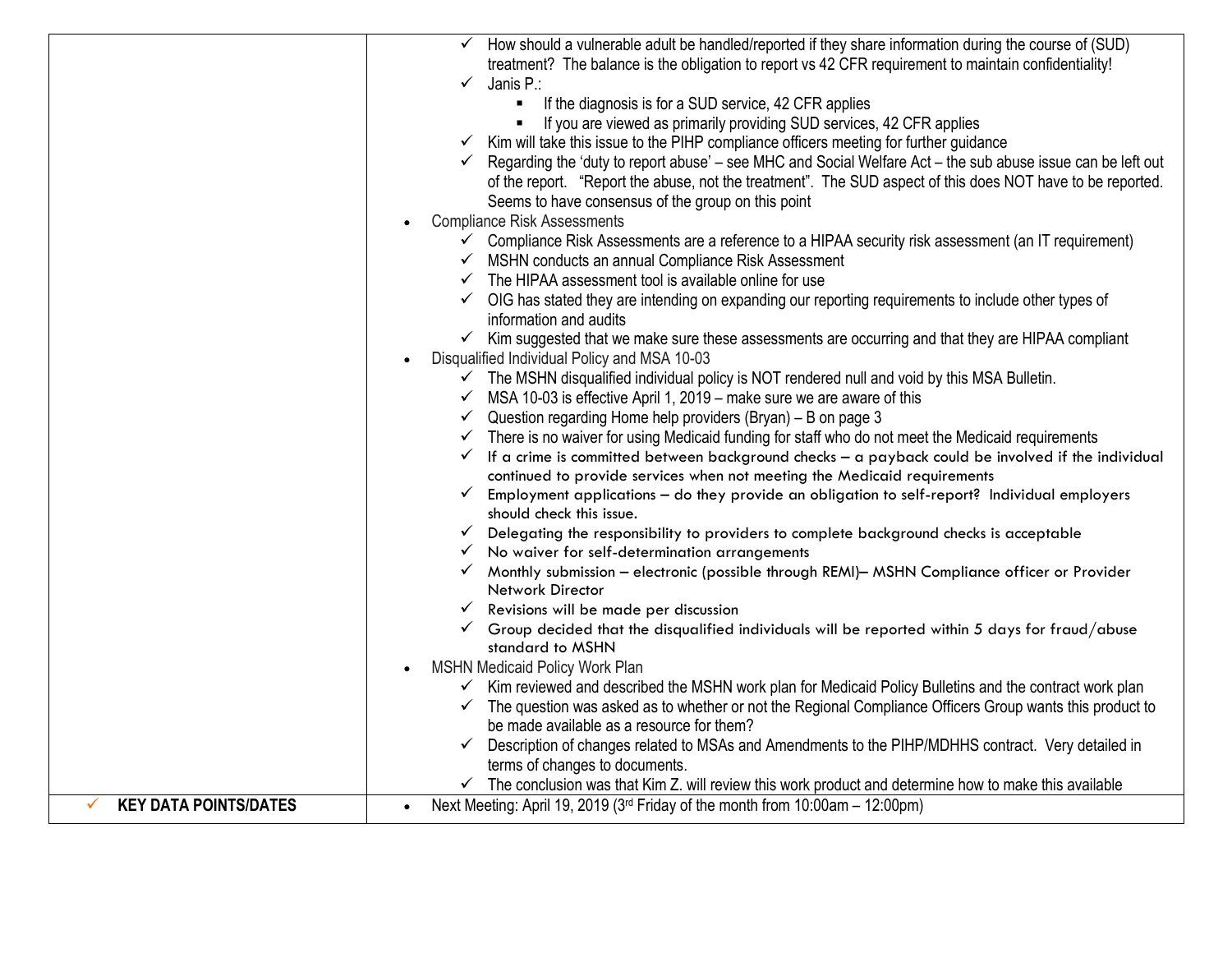| | |
|---|---|
| | ✓ How should a vulnerable adult be handled/reported if they share information during the course of (SUD) treatment? The balance is the obligation to report vs 42 CFR requirement to maintain confidentiality!<br>✓ Janis P.:<br>▪ If the diagnosis is for a SUD service, 42 CFR applies<br>▪ If you are viewed as primarily providing SUD services, 42 CFR applies<br>✓ Kim will take this issue to the PIHP compliance officers meeting for further guidance<br>✓ Regarding the 'duty to report abuse' – see MHC and Social Welfare Act – the sub abuse issue can be left out of the report. "Report the abuse, not the treatment". The SUD aspect of this does NOT have to be reported. Seems to have consensus of the group on this point<br>• Compliance Risk Assessments<br>✓ Compliance Risk Assessments are a reference to a HIPAA security risk assessment (an IT requirement)<br>✓ MSHN conducts an annual Compliance Risk Assessment<br>✓ The HIPAA assessment tool is available online for use<br>✓ OIG has stated they are intending on expanding our reporting requirements to include other types of information and audits<br>✓ Kim suggested that we make sure these assessments are occurring and that they are HIPAA compliant<br>• Disqualified Individual Policy and MSA 10-03<br>✓ The MSHN disqualified individual policy is NOT rendered null and void by this MSA Bulletin.<br>✓ MSA 10-03 is effective April 1, 2019 – make sure we are aware of this<br>✓ Question regarding Home help providers (Bryan) – B on page 3<br>✓ There is no waiver for using Medicaid funding for staff who do not meet the Medicaid requirements<br>✓ If a crime is committed between background checks – a payback could be involved if the individual continued to provide services when not meeting the Medicaid requirements<br>✓ Employment applications – do they provide an obligation to self-report? Individual employers should check this issue.<br>✓ Delegating the responsibility to providers to complete background checks is acceptable<br>✓ No waiver for self-determination arrangements<br>✓ Monthly submission – electronic (possible through REMI)– MSHN Compliance officer or Provider Network Director<br>✓ Revisions will be made per discussion<br>✓ Group decided that the disqualified individuals will be reported within 5 days for fraud/abuse standard to MSHN<br>• MSHN Medicaid Policy Work Plan<br>✓ Kim reviewed and described the MSHN work plan for Medicaid Policy Bulletins and the contract work plan<br>✓ The question was asked as to whether or not the Regional Compliance Officers Group wants this product to be made available as a resource for them?<br>✓ Description of changes related to MSAs and Amendments to the PIHP/MDHHS contract. Very detailed in terms of changes to documents.<br>✓ The conclusion was that Kim Z. will review this work product and determine how to make this available |
| ✓ **KEY DATA POINTS/DATES** | • Next Meeting: April 19, 2019 (3rd Friday of the month from 10:00am – 12:00pm) |